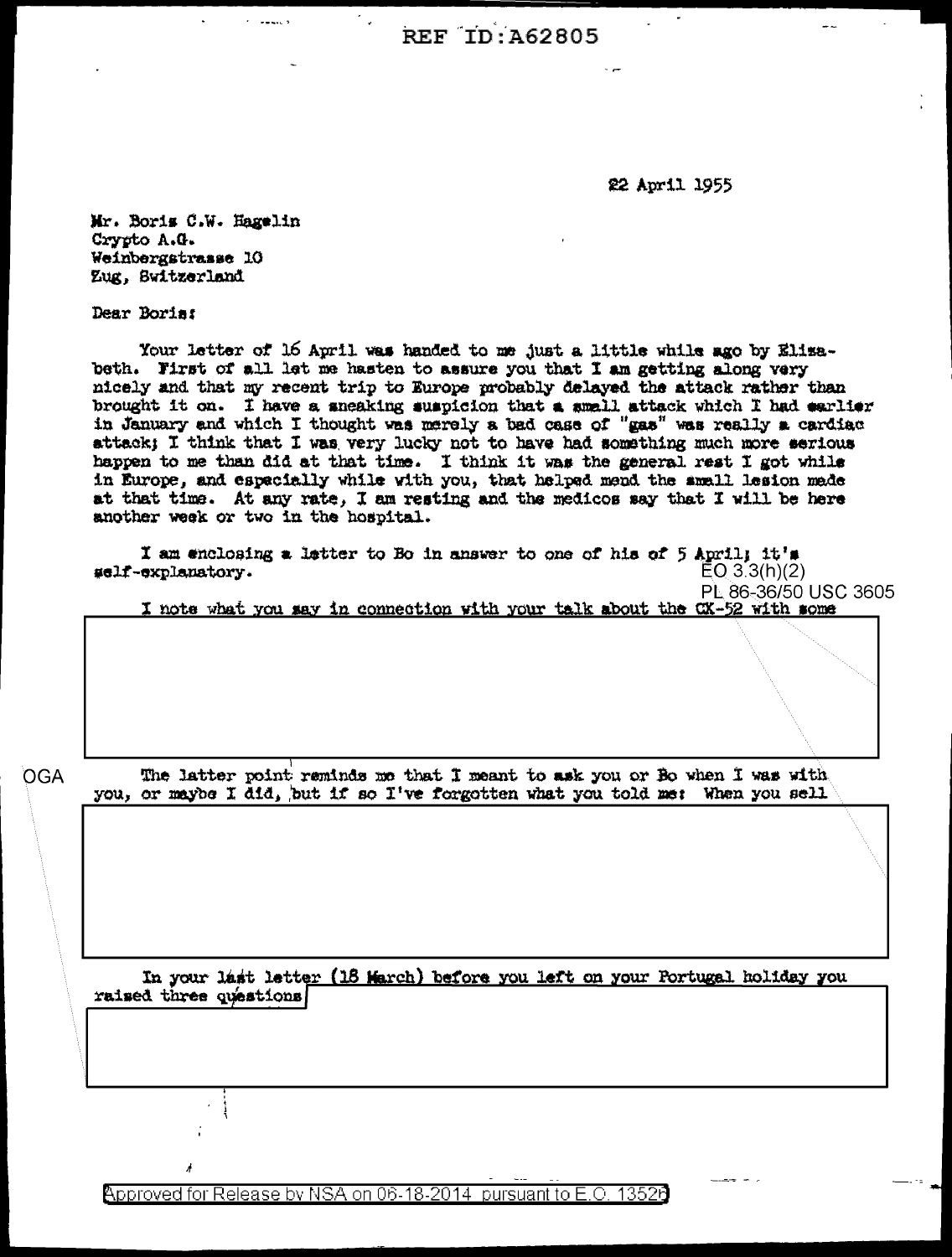REF ID:A62805

22 April 1955

Mr. Boris C.W. Hagelin
Crypto A.G.
Weinbergstrasse 10
Zug, Switzerland

Dear Boris:

Your letter of 16 April was handed to me just a little while ago by Elizabeth. First of all let me hasten to assure you that I am getting along very nicely and that my recent trip to Europe probably delayed the attack rather than brought it on. I have a sneaking suspicion that a small attack which I had earlier in January and which I thought was merely a bad case of "gas" was really a cardiac attack; I think that I was very lucky not to have had something much more serious happen to me than did at that time. I think it was the general rest I got while in Europe, and especially while with you, that helped mend the small lesion made at that time. At any rate, I am resting and the medicos say that I will be here another week or two in the hospital.

I am enclosing a letter to Bo in answer to one of his of 5 April; it's self-explanatory.

EO 3.3(h)(2)
PL 86-36/50 USC 3605

I note what you say in connection with your talk about the CX-52 with some

OGA

The latter point reminds me that I meant to ask you or Bo when I was with you, or maybe I did, but if so I've forgotten what you told me: When you sell

In your last letter (18 March) before you left on your Portugal holiday you raised three questions

Approved for Release by NSA on 06-18-2014 pursuant to E.O. 13526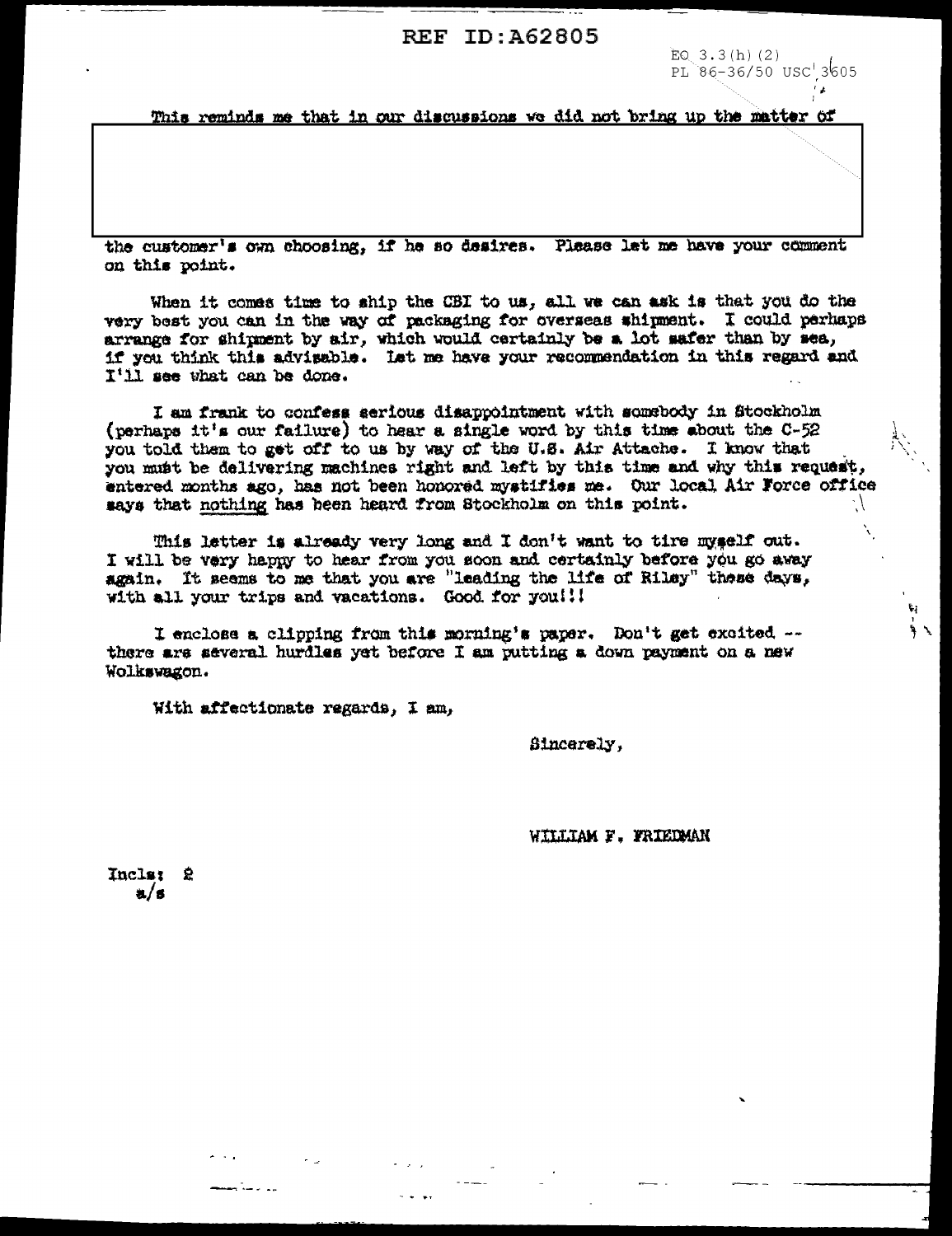EO 3.3(h)(2)
PL 86-36/50 USC 3605

This reminds me that in our discussions we did not bring up the matter of

the customer's own choosing, if he so desires. Please let me have your comment on this point.

When it comes time to ship the CBI to us, all we can ask is that you do the very best you can in the way of packaging for overseas shipment. I could perhaps arrange for shipment by air, which would certainly be a lot safer than by sea, if you think this advisable. Let me have your recommendation in this regard and I'll see what can be done.

I am frank to confess serious disappointment with somebody in Stockholm (perhaps it's our failure) to hear a single word by this time about the C-52 you told them to get off to us by way of the U.S. Air Attache. I know that you must be delivering machines right and left by this time and why this request, entered months ago, has not been honored mystifies me. Our local Air Force office says that nothing has been heard from Stockholm on this point.

This letter is already very long and I don't want to tire myself out. I will be very happy to hear from you soon and certainly before you go away again. It seems to me that you are "leading the life of Riley" these days, with all your trips and vacations. Good for you!!!

I enclose a clipping from this morning's paper. Don't get excited -- there are several hurdles yet before I am putting a down payment on a new Wolkswagon.

With affectionate regards, I am,

Sincerely,

WILLIAM F. FRIEDMAN

Incls: 2
a/s